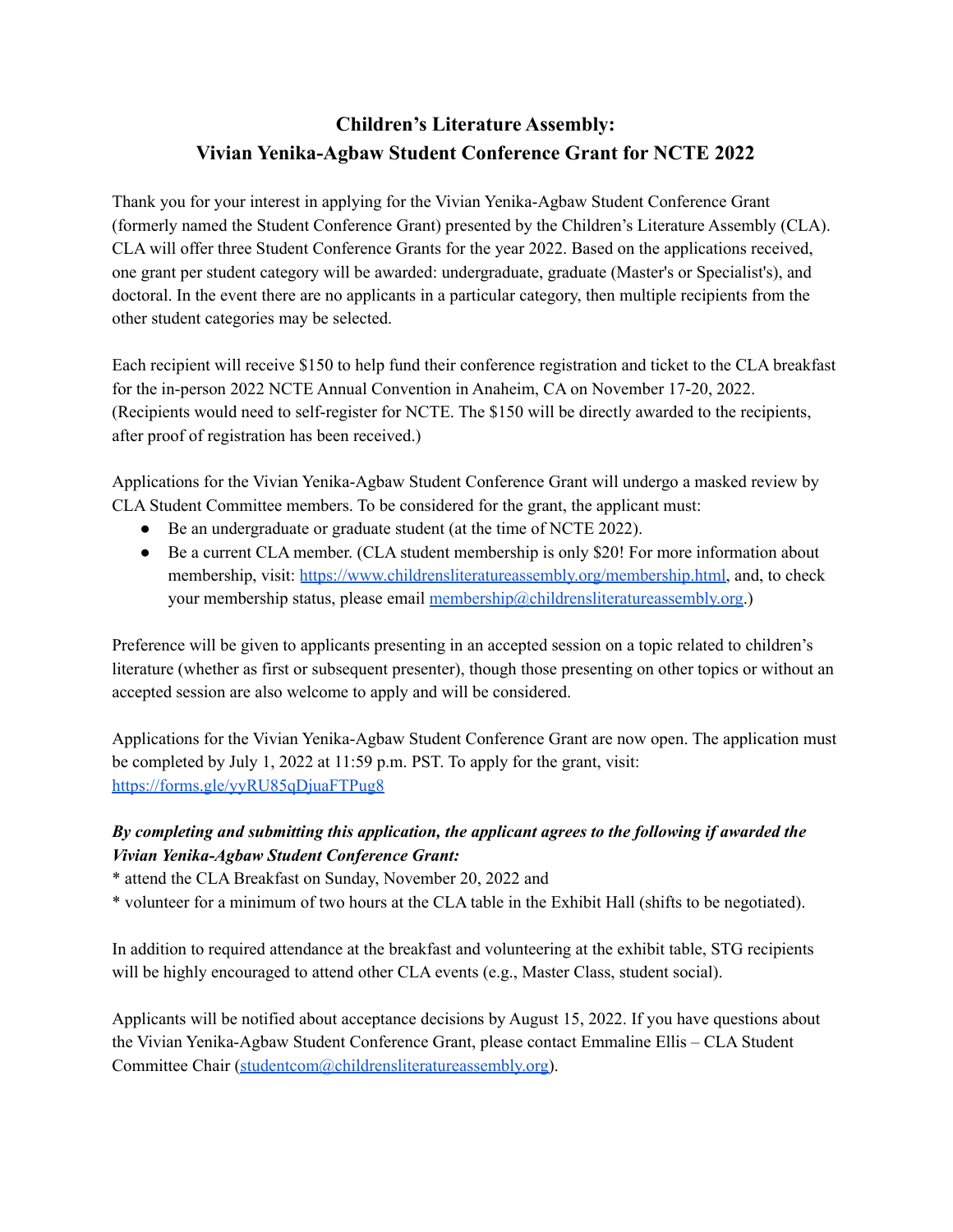# Children's Literature Assembly: Vivian Yenika-Agbaw Student Conference Grant for NCTE 2022

Thank you for your interest in applying for the Vivian Yenika-Agbaw Student Conference Grant (formerly named the Student Conference Grant) presented by the Children's Literature Assembly (CLA). CLA will offer three Student Conference Grants for the year 2022. Based on the applications received, one grant per student category will be awarded: undergraduate, graduate (Master's or Specialist's), and doctoral. In the event there are no applicants in a particular category, then multiple recipients from the other student categories may be selected.

Each recipient will receive $150 to help fund their conference registration and ticket to the CLA breakfast for the in-person 2022 NCTE Annual Convention in Anaheim, CA on November 17-20, 2022. (Recipients would need to self-register for NCTE. The $150 will be directly awarded to the recipients, after proof of registration has been received.)

Applications for the Vivian Yenika-Agbaw Student Conference Grant will undergo a masked review by CLA Student Committee members. To be considered for the grant, the applicant must:

- Be an undergraduate or graduate student (at the time of NCTE 2022).
- Be a current CLA member. (CLA student membership is only $20! For more information about membership, visit: [https://www.childrensliteratureassembly.org/membership.html](https://www.childrensliteratureassembly.org/membership.html), and, to check your membership status, please email [membership@childrensliteratureassembly.org](mailto:membership@childrensliteratureassembly.org).)

Preference will be given to applicants presenting in an accepted session on a topic related to children's literature (whether as first or subsequent presenter), though those presenting on other topics or without an accepted session are also welcome to apply and will be considered.

Applications for the Vivian Yenika-Agbaw Student Conference Grant are now open. The application must be completed by July 1, 2022 at 11:59 p.m. PST. To apply for the grant, visit: [https://forms.gle/yyRU85qDjuaFTPug8](https://forms.gle/yyRU85qDjuaFTPug8)

***By completing and submitting this application, the applicant agrees to the following if awarded the Vivian Yenika-Agbaw Student Conference Grant:***

* attend the CLA Breakfast on Sunday, November 20, 2022 and
* volunteer for a minimum of two hours at the CLA table in the Exhibit Hall (shifts to be negotiated).

In addition to required attendance at the breakfast and volunteering at the exhibit table, STG recipients will be highly encouraged to attend other CLA events (e.g., Master Class, student social).

Applicants will be notified about acceptance decisions by August 15, 2022. If you have questions about the Vivian Yenika-Agbaw Student Conference Grant, please contact Emmaline Ellis – CLA Student Committee Chair ([studentcom@childrensliteratureassembly.org](mailto:studentcom@childrensliteratureassembly.org)).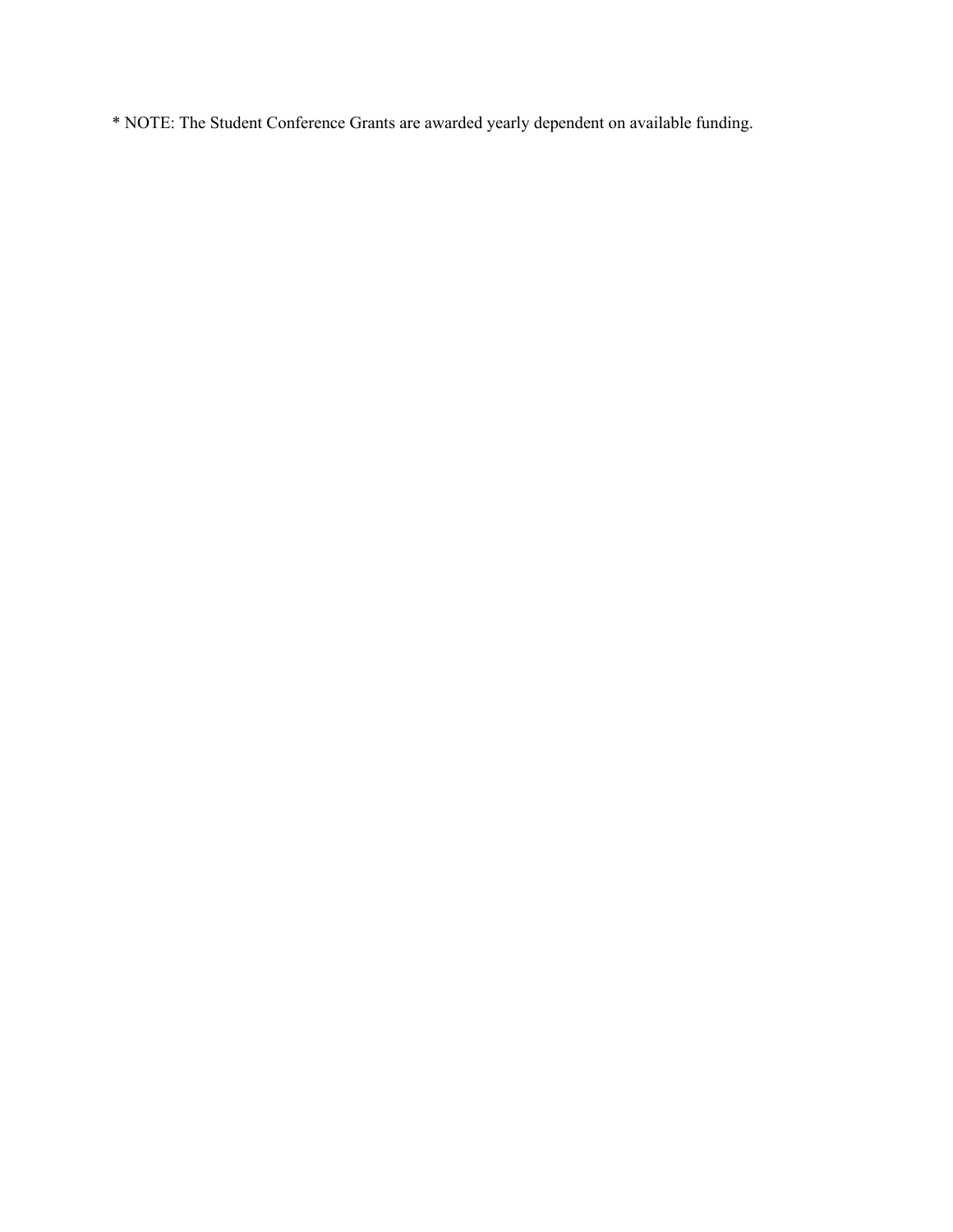* NOTE: The Student Conference Grants are awarded yearly dependent on available funding.